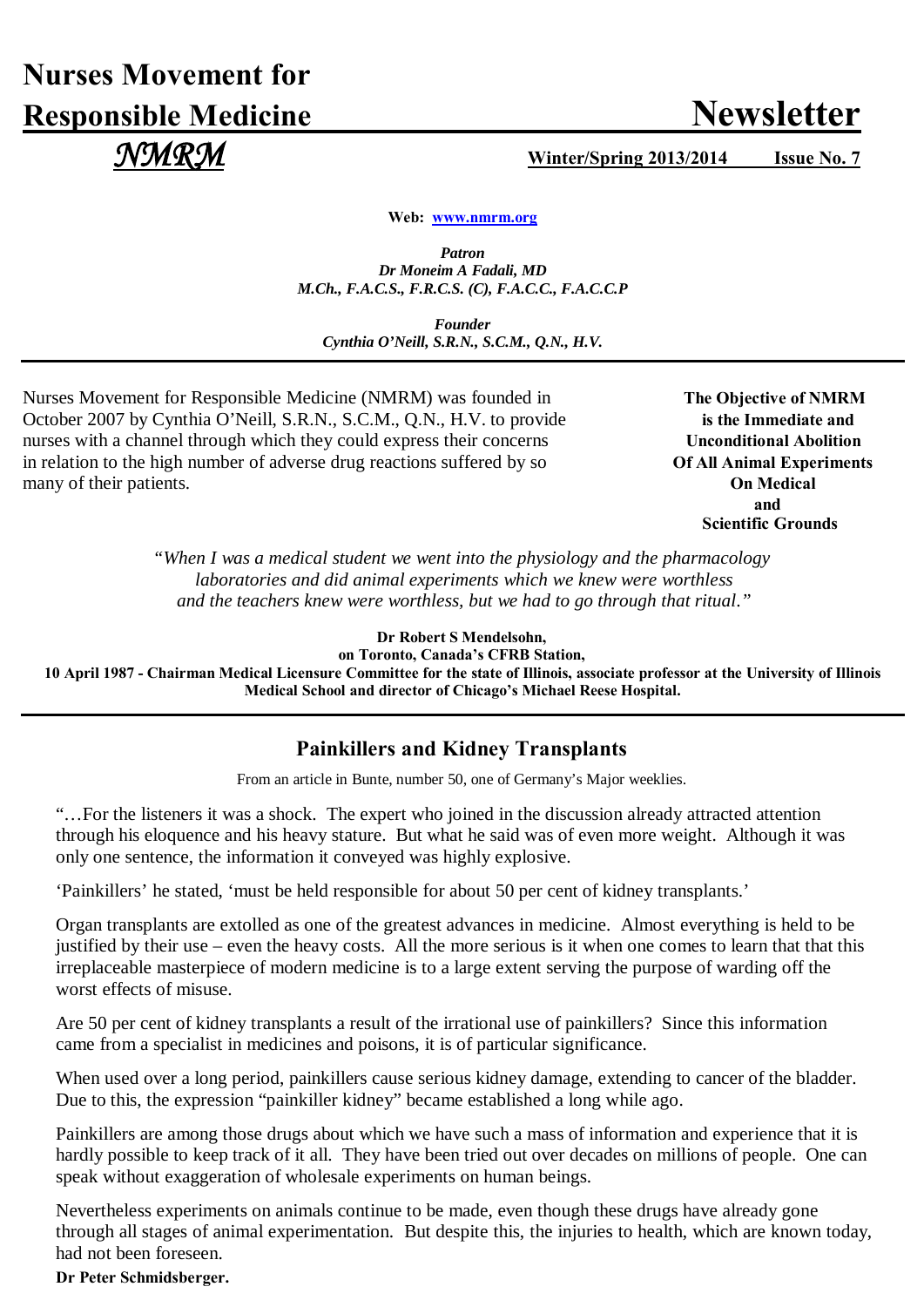# Nurses Movement for Responsible Medicine

# Newsletter

***NMRM***

**Winter/Spring 2013/2014 Issue No. 7**

**Web: www.nmrm.org**

***Patron***
***Dr Moneim A Fadali, MD***
***M.Ch., F.A.C.S., F.R.C.S. (C), F.A.C.C., F.A.C.C.P***

***Founder***
***Cynthia O'Neill, S.R.N., S.C.M., Q.N., H.V.***

---

Nurses Movement for Responsible Medicine (NMRM) was founded in October 2007 by Cynthia O'Neill, S.R.N., S.C.M., Q.N., H.V. to provide nurses with a channel through which they could express their concerns in relation to the high number of adverse drug reactions suffered by so many of their patients.

**The Objective of NMRM is the Immediate and Unconditional Abolition Of All Animal Experiments On Medical and Scientific Grounds**

*"When I was a medical student we went into the physiology and the pharmacology laboratories and did animal experiments which we knew were worthless and the teachers knew were worthless, but we had to go through that ritual."*

**Dr Robert S Mendelsohn,**
**on Toronto, Canada's CFRB Station,**
**10 April 1987 - Chairman Medical Licensure Committee for the state of Illinois, associate professor at the University of Illinois Medical School and director of Chicago's Michael Reese Hospital.**

---

## Painkillers and Kidney Transplants

From an article in Bunte, number 50, one of Germany's Major weeklies.

"…For the listeners it was a shock. The expert who joined in the discussion already attracted attention through his eloquence and his heavy stature. But what he said was of even more weight. Although it was only one sentence, the information it conveyed was highly explosive.

'Painkillers' he stated, 'must be held responsible for about 50 per cent of kidney transplants.'

Organ transplants are extolled as one of the greatest advances in medicine. Almost everything is held to be justified by their use – even the heavy costs. All the more serious is it when one comes to learn that that this irreplaceable masterpiece of modern medicine is to a large extent serving the purpose of warding off the worst effects of misuse.

Are 50 per cent of kidney transplants a result of the irrational use of painkillers? Since this information came from a specialist in medicines and poisons, it is of particular significance.

When used over a long period, painkillers cause serious kidney damage, extending to cancer of the bladder. Due to this, the expression "painkiller kidney" became established a long while ago.

Painkillers are among those drugs about which we have such a mass of information and experience that it is hardly possible to keep track of it all. They have been tried out over decades on millions of people. One can speak without exaggeration of wholesale experiments on human beings.

Nevertheless experiments on animals continue to be made, even though these drugs have already gone through all stages of animal experimentation. But despite this, the injuries to health, which are known today, had not been foreseen.

**Dr Peter Schmidsberger.**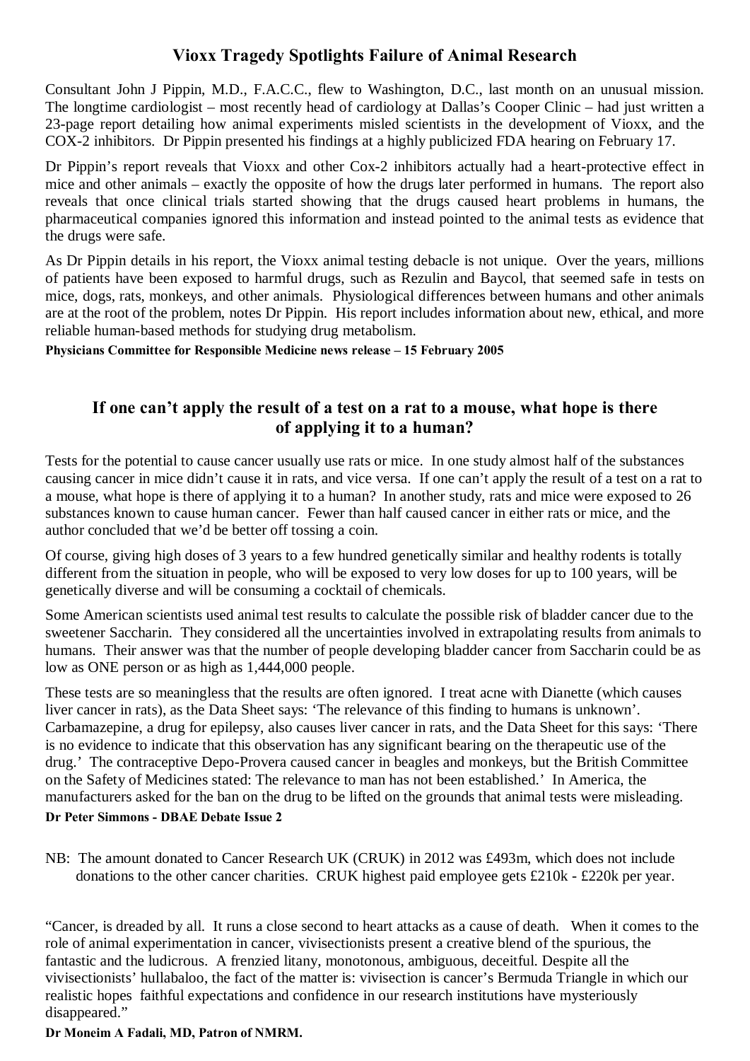## Vioxx Tragedy Spotlights Failure of Animal Research

Consultant John J Pippin, M.D., F.A.C.C., flew to Washington, D.C., last month on an unusual mission. The longtime cardiologist – most recently head of cardiology at Dallas's Cooper Clinic – had just written a 23-page report detailing how animal experiments misled scientists in the development of Vioxx, and the COX-2 inhibitors. Dr Pippin presented his findings at a highly publicized FDA hearing on February 17.

Dr Pippin's report reveals that Vioxx and other Cox-2 inhibitors actually had a heart-protective effect in mice and other animals – exactly the opposite of how the drugs later performed in humans. The report also reveals that once clinical trials started showing that the drugs caused heart problems in humans, the pharmaceutical companies ignored this information and instead pointed to the animal tests as evidence that the drugs were safe.

As Dr Pippin details in his report, the Vioxx animal testing debacle is not unique. Over the years, millions of patients have been exposed to harmful drugs, such as Rezulin and Baycol, that seemed safe in tests on mice, dogs, rats, monkeys, and other animals. Physiological differences between humans and other animals are at the root of the problem, notes Dr Pippin. His report includes information about new, ethical, and more reliable human-based methods for studying drug metabolism.

**Physicians Committee for Responsible Medicine news release – 15 February 2005**

## If one can't apply the result of a test on a rat to a mouse, what hope is there of applying it to a human?

Tests for the potential to cause cancer usually use rats or mice. In one study almost half of the substances causing cancer in mice didn't cause it in rats, and vice versa. If one can't apply the result of a test on a rat to a mouse, what hope is there of applying it to a human? In another study, rats and mice were exposed to 26 substances known to cause human cancer. Fewer than half caused cancer in either rats or mice, and the author concluded that we'd be better off tossing a coin.

Of course, giving high doses of 3 years to a few hundred genetically similar and healthy rodents is totally different from the situation in people, who will be exposed to very low doses for up to 100 years, will be genetically diverse and will be consuming a cocktail of chemicals.

Some American scientists used animal test results to calculate the possible risk of bladder cancer due to the sweetener Saccharin. They considered all the uncertainties involved in extrapolating results from animals to humans. Their answer was that the number of people developing bladder cancer from Saccharin could be as low as ONE person or as high as 1,444,000 people.

These tests are so meaningless that the results are often ignored. I treat acne with Dianette (which causes liver cancer in rats), as the Data Sheet says: 'The relevance of this finding to humans is unknown'. Carbamazepine, a drug for epilepsy, also causes liver cancer in rats, and the Data Sheet for this says: 'There is no evidence to indicate that this observation has any significant bearing on the therapeutic use of the drug.' The contraceptive Depo-Provera caused cancer in beagles and monkeys, but the British Committee on the Safety of Medicines stated: The relevance to man has not been established.' In America, the manufacturers asked for the ban on the drug to be lifted on the grounds that animal tests were misleading.

**Dr Peter Simmons - DBAE Debate Issue 2**

NB: The amount donated to Cancer Research UK (CRUK) in 2012 was £493m, which does not include donations to the other cancer charities. CRUK highest paid employee gets £210k - £220k per year.

"Cancer, is dreaded by all. It runs a close second to heart attacks as a cause of death. When it comes to the role of animal experimentation in cancer, vivisectionists present a creative blend of the spurious, the fantastic and the ludicrous. A frenzied litany, monotonous, ambiguous, deceitful. Despite all the vivisectionists' hullabaloo, the fact of the matter is: vivisection is cancer's Bermuda Triangle in which our realistic hopes faithful expectations and confidence in our research institutions have mysteriously disappeared."

**Dr Moneim A Fadali, MD, Patron of NMRM.**